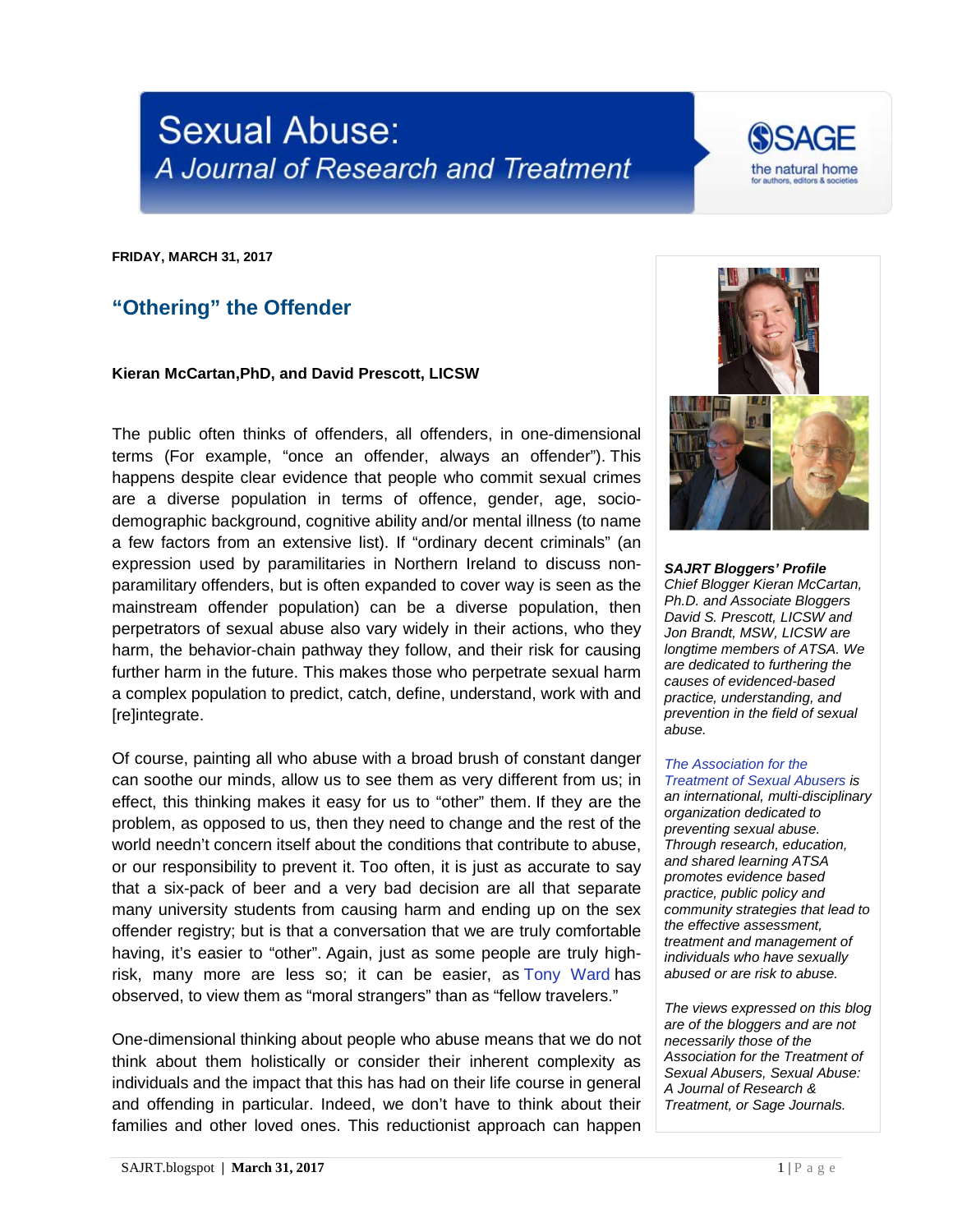# Sexual Abuse: *A Journal of Research and Treatment*

**FRIDAY, MARCH 31, 2017**

## "Othering" the Offender

**Kieran McCartan,PhD, and David Prescott, LICSW**

The public often thinks of offenders, all offenders, in one-dimensional terms (For example, "once an offender, always an offender"). This happens despite clear evidence that people who commit sexual crimes are a diverse population in terms of offence, gender, age, socio-demographic background, cognitive ability and/or mental illness (to name a few factors from an extensive list). If "ordinary decent criminals" (an expression used by paramilitaries in Northern Ireland to discuss non-paramilitary offenders, but is often expanded to cover way is seen as the mainstream offender population) can be a diverse population, then perpetrators of sexual abuse also vary widely in their actions, who they harm, the behavior-chain pathway they follow, and their risk for causing further harm in the future. This makes those who perpetrate sexual harm a complex population to predict, catch, define, understand, work with and [re]integrate.

Of course, painting all who abuse with a broad brush of constant danger can soothe our minds, allow us to see them as very different from us; in effect, this thinking makes it easy for us to "other" them. If they are the problem, as opposed to us, then they need to change and the rest of the world needn't concern itself about the conditions that contribute to abuse, or our responsibility to prevent it. Too often, it is just as accurate to say that a six-pack of beer and a very bad decision are all that separate many university students from causing harm and ending up on the sex offender registry; but is that a conversation that we are truly comfortable having, it's easier to "other". Again, just as some people are truly high-risk, many more are less so; it can be easier, as Tony Ward has observed, to view them as "moral strangers" than as "fellow travelers."

One-dimensional thinking about people who abuse means that we do not think about them holistically or consider their inherent complexity as individuals and the impact that this has had on their life course in general and offending in particular. Indeed, we don't have to think about their families and other loved ones. This reductionist approach can happen

***SAJRT Bloggers' Profile***
*Chief Blogger Kieran McCartan, Ph.D. and Associate Bloggers David S. Prescott, LICSW and Jon Brandt, MSW, LICSW are longtime members of ATSA. We are dedicated to furthering the causes of evidenced-based practice, understanding, and prevention in the field of sexual abuse.*

*The Association for the Treatment of Sexual Abusers is an international, multi-disciplinary organization dedicated to preventing sexual abuse. Through research, education, and shared learning ATSA promotes evidence based practice, public policy and community strategies that lead to the effective assessment, treatment and management of individuals who have sexually abused or are risk to abuse.*

*The views expressed on this blog are of the bloggers and are not necessarily those of the Association for the Treatment of Sexual Abusers, Sexual Abuse: A Journal of Research & Treatment, or Sage Journals.*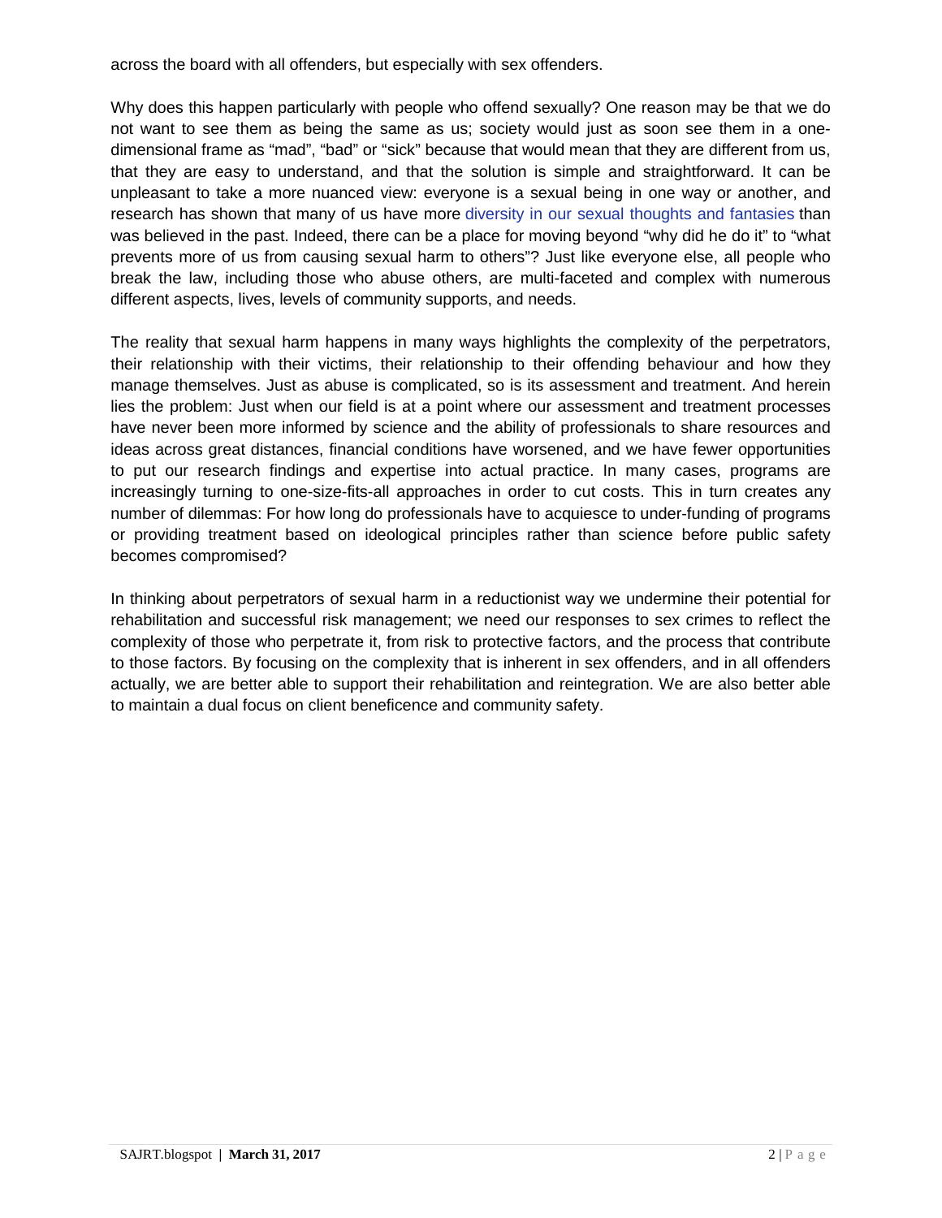across the board with all offenders, but especially with sex offenders.

Why does this happen particularly with people who offend sexually? One reason may be that we do not want to see them as being the same as us; society would just as soon see them in a one-dimensional frame as "mad", "bad" or "sick" because that would mean that they are different from us, that they are easy to understand, and that the solution is simple and straightforward. It can be unpleasant to take a more nuanced view: everyone is a sexual being in one way or another, and research has shown that many of us have more diversity in our sexual thoughts and fantasies than was believed in the past. Indeed, there can be a place for moving beyond "why did he do it" to "what prevents more of us from causing sexual harm to others"? Just like everyone else, all people who break the law, including those who abuse others, are multi-faceted and complex with numerous different aspects, lives, levels of community supports, and needs.

The reality that sexual harm happens in many ways highlights the complexity of the perpetrators, their relationship with their victims, their relationship to their offending behaviour and how they manage themselves. Just as abuse is complicated, so is its assessment and treatment. And herein lies the problem: Just when our field is at a point where our assessment and treatment processes have never been more informed by science and the ability of professionals to share resources and ideas across great distances, financial conditions have worsened, and we have fewer opportunities to put our research findings and expertise into actual practice. In many cases, programs are increasingly turning to one-size-fits-all approaches in order to cut costs. This in turn creates any number of dilemmas: For how long do professionals have to acquiesce to under-funding of programs or providing treatment based on ideological principles rather than science before public safety becomes compromised?

In thinking about perpetrators of sexual harm in a reductionist way we undermine their potential for rehabilitation and successful risk management; we need our responses to sex crimes to reflect the complexity of those who perpetrate it, from risk to protective factors, and the process that contribute to those factors. By focusing on the complexity that is inherent in sex offenders, and in all offenders actually, we are better able to support their rehabilitation and reintegration. We are also better able to maintain a dual focus on client beneficence and community safety.